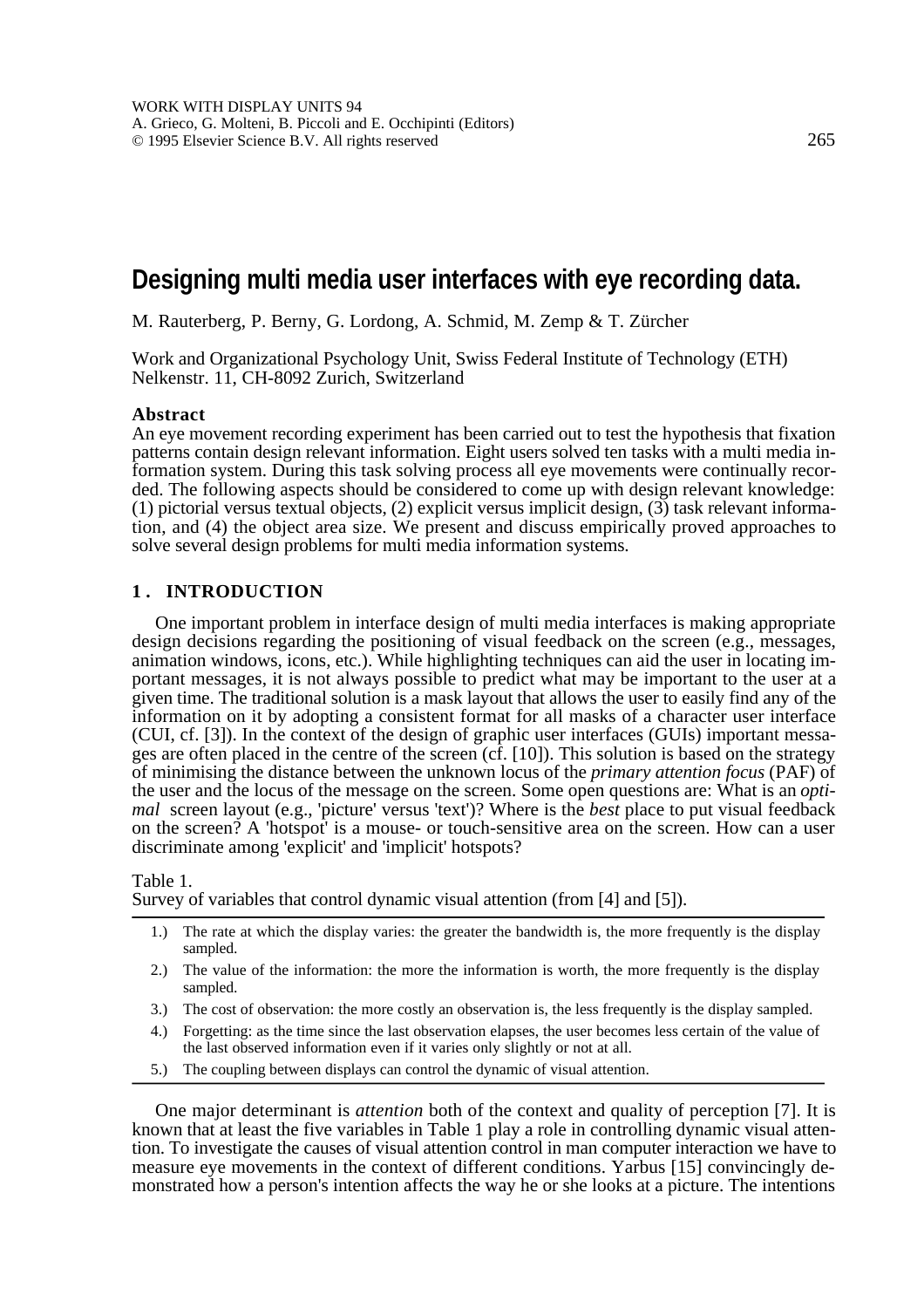WORK WITH DISPLAY UNITS 94
A. Grieco, G. Molteni, B. Piccoli and E. Occhipinti (Editors)
© 1995 Elsevier Science B.V. All rights reserved

# Designing multi media user interfaces with eye recording data.

M. Rauterberg, P. Berny, G. Lordong, A. Schmid, M. Zemp & T. Zürcher

Work and Organizational Psychology Unit, Swiss Federal Institute of Technology (ETH)
Nelkenstr. 11, CH-8092 Zurich, Switzerland

**Abstract**
An eye movement recording experiment has been carried out to test the hypothesis that fixation patterns contain design relevant information. Eight users solved ten tasks with a multi media information system. During this task solving process all eye movements were continually recorded. The following aspects should be considered to come up with design relevant knowledge: (1) pictorial versus textual objects, (2) explicit versus implicit design, (3) task relevant information, and (4) the object area size. We present and discuss empirically proved approaches to solve several design problems for multi media information systems.

## 1. INTRODUCTION

One important problem in interface design of multi media interfaces is making appropriate design decisions regarding the positioning of visual feedback on the screen (e.g., messages, animation windows, icons, etc.). While highlighting techniques can aid the user in locating important messages, it is not always possible to predict what may be important to the user at a given time. The traditional solution is a mask layout that allows the user to easily find any of the information on it by adopting a consistent format for all masks of a character user interface (CUI, cf. [3]). In the context of the design of graphic user interfaces (GUIs) important messages are often placed in the centre of the screen (cf. [10]). This solution is based on the strategy of minimising the distance between the unknown locus of the *primary attention focus* (PAF) of the user and the locus of the message on the screen. Some open questions are: What is an *optimal* screen layout (e.g., 'picture' versus 'text')? Where is the *best* place to put visual feedback on the screen? A 'hotspot' is a mouse- or touch-sensitive area on the screen. How can a user discriminate among 'explicit' and 'implicit' hotspots?

Table 1.
Survey of variables that control dynamic visual attention (from [4] and [5]).

| | |
|---|---|
| 1.) | The rate at which the display varies: the greater the bandwidth is, the more frequently is the display sampled. |
| 2.) | The value of the information: the more the information is worth, the more frequently is the display sampled. |
| 3.) | The cost of observation: the more costly an observation is, the less frequently is the display sampled. |
| 4.) | Forgetting: as the time since the last observation elapses, the user becomes less certain of the value of the last observed information even if it varies only slightly or not at all. |
| 5.) | The coupling between displays can control the dynamic of visual attention. |

One major determinant is *attention* both of the context and quality of perception [7]. It is known that at least the five variables in Table 1 play a role in controlling dynamic visual attention. To investigate the causes of visual attention control in man computer interaction we have to measure eye movements in the context of different conditions. Yarbus [15] convincingly demonstrated how a person's intention affects the way he or she looks at a picture. The intentions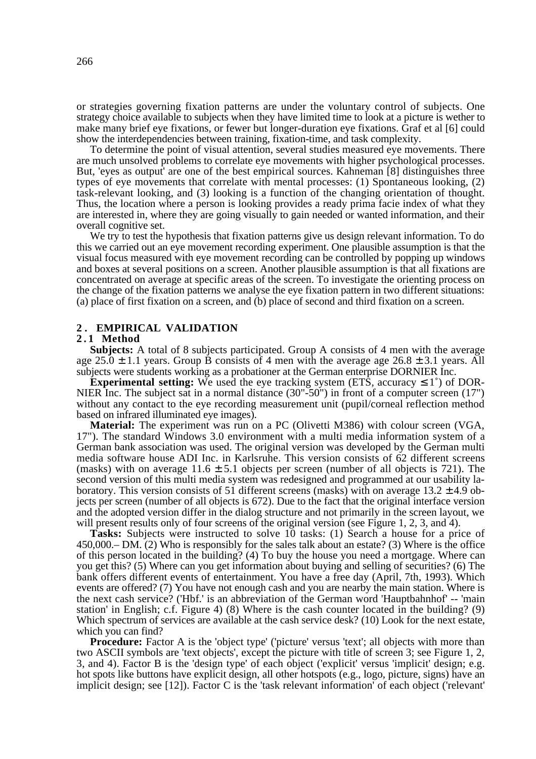or strategies governing fixation patterns are under the voluntary control of subjects. One strategy choice available to subjects when they have limited time to look at a picture is wether to make many brief eye fixations, or fewer but longer-duration eye fixations. Graf et al [6] could show the interdependencies between training, fixation-time, and task complexity.

To determine the point of visual attention, several studies measured eye movements. There are much unsolved problems to correlate eye movements with higher psychological processes. But, 'eyes as output' are one of the best empirical sources. Kahneman [8] distinguishes three types of eye movements that correlate with mental processes: (1) Spontaneous looking, (2) task-relevant looking, and (3) looking is a function of the changing orientation of thought. Thus, the location where a person is looking provides a ready prima facie index of what they are interested in, where they are going visually to gain needed or wanted information, and their overall cognitive set.

We try to test the hypothesis that fixation patterns give us design relevant information. To do this we carried out an eye movement recording experiment. One plausible assumption is that the visual focus measured with eye movement recording can be controlled by popping up windows and boxes at several positions on a screen. Another plausible assumption is that all fixations are concentrated on average at specific areas of the screen. To investigate the orienting process on the change of the fixation patterns we analyse the eye fixation pattern in two different situations: (a) place of first fixation on a screen, and (b) place of second and third fixation on a screen.

## 2. EMPIRICAL VALIDATION

### 2.1 Method

**Subjects:** A total of 8 subjects participated. Group A consists of 4 men with the average age $25.0 \pm 1.1$ years. Group B consists of 4 men with the average age $26.8 \pm 3.1$ years. All subjects were students working as a probationer at the German enterprise DORNIER Inc.

**Experimental setting:** We used the eye tracking system (ETS, accuracy $\leq 1°$) of DORNIER Inc. The subject sat in a normal distance (30"-50") in front of a computer screen (17") without any contact to the eye recording measurement unit (pupil/corneal reflection method based on infrared illuminated eye images).

**Material:** The experiment was run on a PC (Olivetti M386) with colour screen (VGA, 17"). The standard Windows 3.0 environment with a multi media information system of a German bank association was used. The original version was developed by the German multi media software house ADI Inc. in Karlsruhe. This version consists of 62 different screens (masks) with on average $11.6 \pm 5.1$ objects per screen (number of all objects is 721). The second version of this multi media system was redesigned and programmed at our usability laboratory. This version consists of 51 different screens (masks) with on average $13.2 \pm 4.9$ objects per screen (number of all objects is 672). Due to the fact that the original interface version and the adopted version differ in the dialog structure and not primarily in the screen layout, we will present results only of four screens of the original version (see Figure 1, 2, 3, and 4).

**Tasks:** Subjects were instructed to solve 10 tasks: (1) Search a house for a price of 450,000.– DM. (2) Who is responsibly for the sales talk about an estate? (3) Where is the office of this person located in the building? (4) To buy the house you need a mortgage. Where can you get this? (5) Where can you get information about buying and selling of securities? (6) The bank offers different events of entertainment. You have a free day (April, 7th, 1993). Which events are offered? (7) You have not enough cash and you are nearby the main station. Where is the next cash service? ('Hbf.' is an abbreviation of the German word 'Hauptbahnhof' -- 'main station' in English; c.f. Figure 4) (8) Where is the cash counter located in the building? (9) Which spectrum of services are available at the cash service desk? (10) Look for the next estate, which you can find?

**Procedure:** Factor A is the 'object type' ('picture' versus 'text'; all objects with more than two ASCII symbols are 'text objects', except the picture with title of screen 3; see Figure 1, 2, 3, and 4). Factor B is the 'design type' of each object ('explicit' versus 'implicit' design; e.g. hot spots like buttons have explicit design, all other hotspots (e.g., logo, picture, signs) have an implicit design; see [12]). Factor C is the 'task relevant information' of each object ('relevant'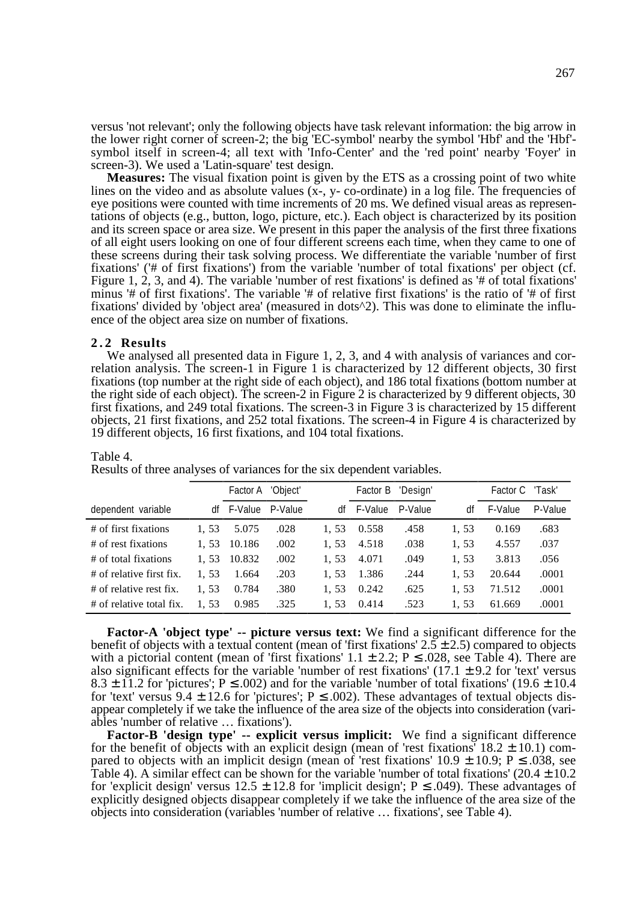versus 'not relevant'; only the following objects have task relevant information: the big arrow in the lower right corner of screen-2; the big 'EC-symbol' nearby the symbol 'Hbf' and the 'Hbf'-symbol itself in screen-4; all text with 'Info-Center' and the 'red point' nearby 'Foyer' in screen-3). We used a 'Latin-square' test design.

**Measures:** The visual fixation point is given by the ETS as a crossing point of two white lines on the video and as absolute values (x-, y- co-ordinate) in a log file. The frequencies of eye positions were counted with time increments of 20 ms. We defined visual areas as representations of objects (e.g., button, logo, picture, etc.). Each object is characterized by its position and its screen space or area size. We present in this paper the analysis of the first three fixations of all eight users looking on one of four different screens each time, when they came to one of these screens during their task solving process. We differentiate the variable 'number of first fixations' ('# of first fixations') from the variable 'number of total fixations' per object (cf. Figure 1, 2, 3, and 4). The variable 'number of rest fixations' is defined as '# of total fixations' minus '# of first fixations'. The variable '# of relative first fixations' is the ratio of '# of first fixations' divided by 'object area' (measured in dots^2). This was done to eliminate the influence of the object area size on number of fixations.

### 2.2 Results

We analysed all presented data in Figure 1, 2, 3, and 4 with analysis of variances and correlation analysis. The screen-1 in Figure 1 is characterized by 12 different objects, 30 first fixations (top number at the right side of each object), and 186 total fixations (bottom number at the right side of each object). The screen-2 in Figure 2 is characterized by 9 different objects, 30 first fixations, and 249 total fixations. The screen-3 in Figure 3 is characterized by 15 different objects, 21 first fixations, and 252 total fixations. The screen-4 in Figure 4 is characterized by 19 different objects, 16 first fixations, and 104 total fixations.

Table 4.
Results of three analyses of variances for the six dependent variables.

| | Factor A 'Object' | | | Factor B 'Design' | | | Factor C 'Task' | | |
|---|---|---|---|---|---|---|---|---|---|
| dependent variable | df | F-Value | P-Value | df | F-Value | P-Value | df | F-Value | P-Value |
| # of first fixations | 1, 53 | 5.075 | .028 | 1, 53 | 0.558 | .458 | 1, 53 | 0.169 | .683 |
| # of rest fixations | 1, 53 | 10.186 | .002 | 1, 53 | 4.518 | .038 | 1, 53 | 4.557 | .037 |
| # of total fixations | 1, 53 | 10.832 | .002 | 1, 53 | 4.071 | .049 | 1, 53 | 3.813 | .056 |
| # of relative first fix. | 1, 53 | 1.664 | .203 | 1, 53 | 1.386 | .244 | 1, 53 | 20.644 | .0001 |
| # of relative rest fix. | 1, 53 | 0.784 | .380 | 1, 53 | 0.242 | .625 | 1, 53 | 71.512 | .0001 |
| # of relative total fix. | 1, 53 | 0.985 | .325 | 1, 53 | 0.414 | .523 | 1, 53 | 61.669 | .0001 |

**Factor-A 'object type' -- picture versus text:** We find a significant difference for the benefit of objects with a textual content (mean of 'first fixations' $2.5 \pm 2.5$) compared to objects with a pictorial content (mean of 'first fixations' $1.1 \pm 2.2$; $P \leq .028$, see Table 4). There are also significant effects for the variable 'number of rest fixations' ($17.1 \pm 9.2$ for 'text' versus $8.3 \pm 11.2$ for 'pictures'; $P \leq .002$) and for the variable 'number of total fixations' ($19.6 \pm 10.4$ for 'text' versus $9.4 \pm 12.6$ for 'pictures'; $P \leq .002$). These advantages of textual objects disappear completely if we take the influence of the area size of the objects into consideration (variables 'number of relative … fixations').

**Factor-B 'design type' -- explicit versus implicit:** We find a significant difference for the benefit of objects with an explicit design (mean of 'rest fixations' $18.2 \pm 10.1$) compared to objects with an implicit design (mean of 'rest fixations' $10.9 \pm 10.9$; $P \leq .038$, see Table 4). A similar effect can be shown for the variable 'number of total fixations' ($20.4 \pm 10.2$ for 'explicit design' versus $12.5 \pm 12.8$ for 'implicit design'; $P \leq .049$). These advantages of explicitly designed objects disappear completely if we take the influence of the area size of the objects into consideration (variables 'number of relative … fixations', see Table 4).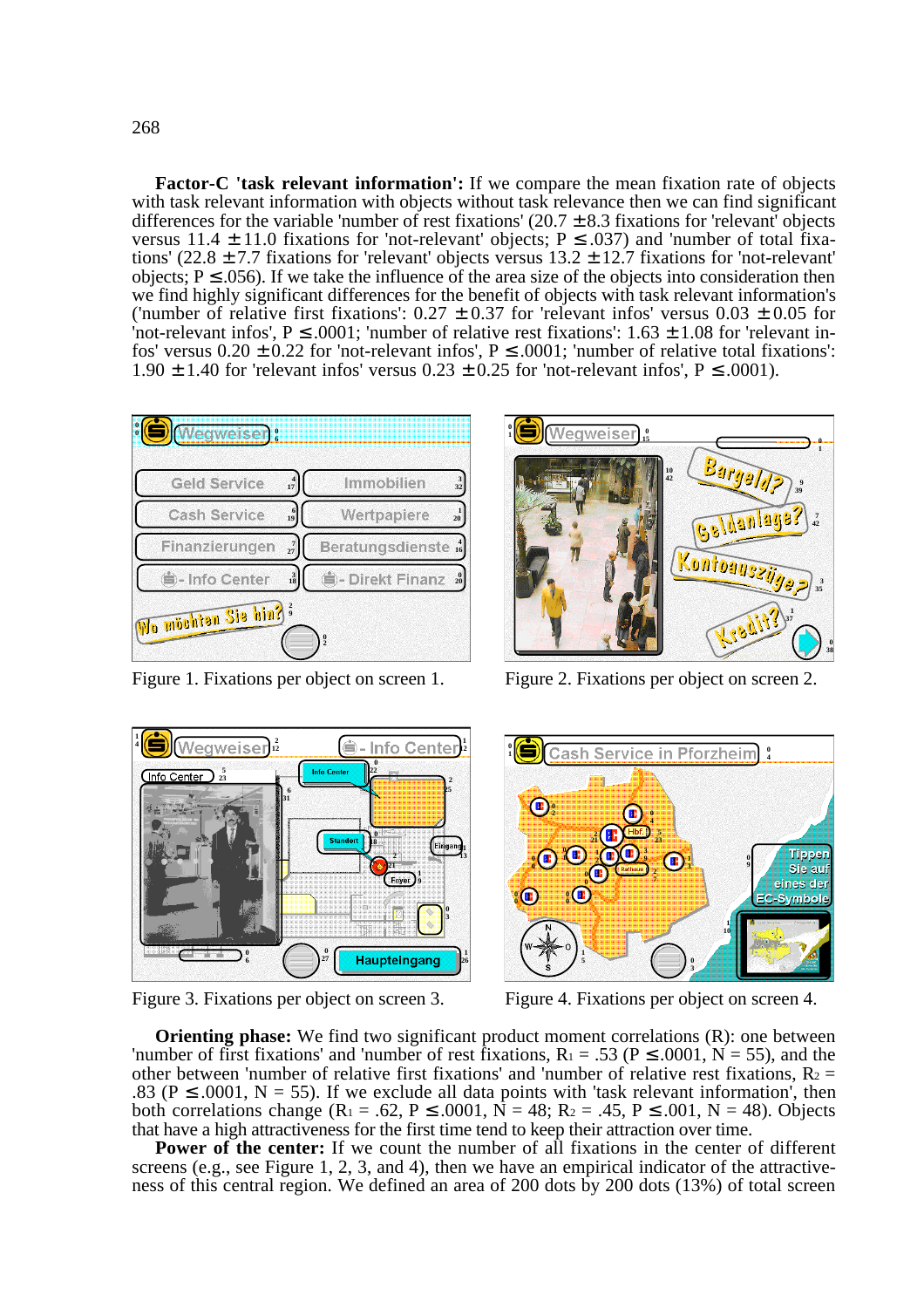**Factor-C 'task relevant information':** If we compare the mean fixation rate of objects with task relevant information with objects without task relevance then we can find significant differences for the variable 'number of rest fixations' (20.7 ± 8.3 fixations for 'relevant' objects versus 11.4 ± 11.0 fixations for 'not-relevant' objects; P ≤ .037) and 'number of total fixations' (22.8 ± 7.7 fixations for 'relevant' objects versus 13.2 ± 12.7 fixations for 'not-relevant' objects; P ≤ .056). If we take the influence of the area size of the objects into consideration then we find highly significant differences for the benefit of objects with task relevant information's ('number of relative first fixations': 0.27 ± 0.37 for 'relevant infos' versus 0.03 ± 0.05 for 'not-relevant infos', P ≤ .0001; 'number of relative rest fixations': 1.63 ± 1.08 for 'relevant infos' versus 0.20 ± 0.22 for 'not-relevant infos', P ≤ .0001; 'number of relative total fixations': 1.90 ± 1.40 for 'relevant infos' versus 0.23 ± 0.25 for 'not-relevant infos', P ≤ .0001).

Figure 1. Fixations per object on screen 1.

Figure 2. Fixations per object on screen 2.

Figure 3. Fixations per object on screen 3.

Figure 4. Fixations per object on screen 4.

**Orienting phase:** We find two significant product moment correlations (R): one between 'number of first fixations' and 'number of rest fixations, $R_1 = .53$ (P ≤ .0001, N = 55), and the other between 'number of relative first fixations' and 'number of relative rest fixations, $R_2 = .83$ (P ≤ .0001, N = 55). If we exclude all data points with 'task relevant information', then both correlations change ($R_1 = .62$, P ≤ .0001, N = 48; $R_2 = .45$, P ≤ .001, N = 48). Objects that have a high attractiveness for the first time tend to keep their attraction over time.

**Power of the center:** If we count the number of all fixations in the center of different screens (e.g., see Figure 1, 2, 3, and 4), then we have an empirical indicator of the attractiveness of this central region. We defined an area of 200 dots by 200 dots (13%) of total screen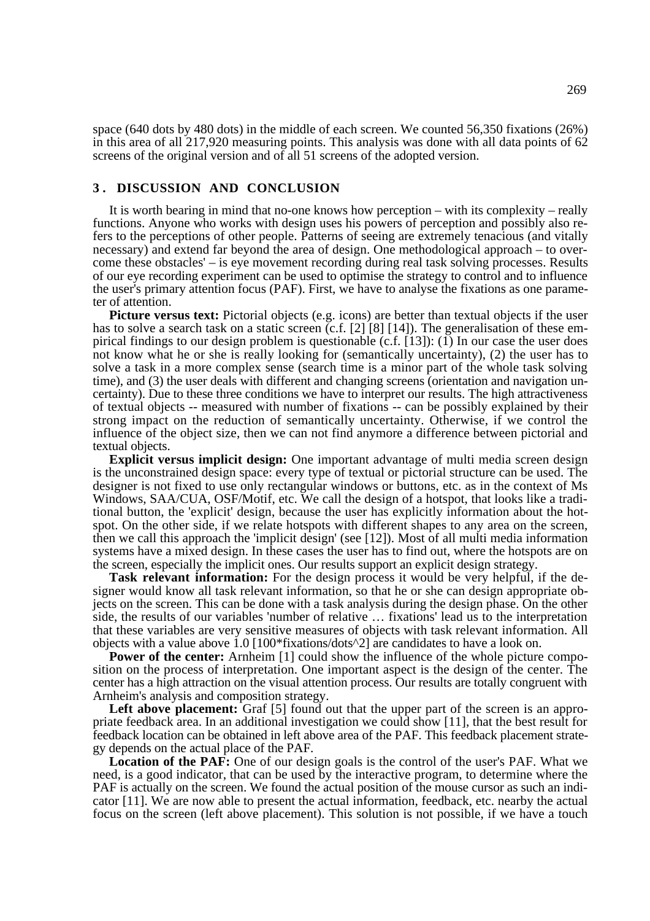space (640 dots by 480 dots) in the middle of each screen. We counted 56,350 fixations (26%) in this area of all 217,920 measuring points. This analysis was done with all data points of 62 screens of the original version and of all 51 screens of the adopted version.

## 3. DISCUSSION AND CONCLUSION

It is worth bearing in mind that no-one knows how perception – with its complexity – really functions. Anyone who works with design uses his powers of perception and possibly also refers to the perceptions of other people. Patterns of seeing are extremely tenacious (and vitally necessary) and extend far beyond the area of design. One methodological approach – to overcome these obstacles' – is eye movement recording during real task solving processes. Results of our eye recording experiment can be used to optimise the strategy to control and to influence the user's primary attention focus (PAF). First, we have to analyse the fixations as one parameter of attention.

**Picture versus text:** Pictorial objects (e.g. icons) are better than textual objects if the user has to solve a search task on a static screen (c.f. [2] [8] [14]). The generalisation of these empirical findings to our design problem is questionable (c.f. [13]): (1) In our case the user does not know what he or she is really looking for (semantically uncertainty), (2) the user has to solve a task in a more complex sense (search time is a minor part of the whole task solving time), and (3) the user deals with different and changing screens (orientation and navigation uncertainty). Due to these three conditions we have to interpret our results. The high attractiveness of textual objects -- measured with number of fixations -- can be possibly explained by their strong impact on the reduction of semantically uncertainty. Otherwise, if we control the influence of the object size, then we can not find anymore a difference between pictorial and textual objects.

**Explicit versus implicit design:** One important advantage of multi media screen design is the unconstrained design space: every type of textual or pictorial structure can be used. The designer is not fixed to use only rectangular windows or buttons, etc. as in the context of Ms Windows, SAA/CUA, OSF/Motif, etc. We call the design of a hotspot, that looks like a traditional button, the 'explicit' design, because the user has explicitly information about the hotspot. On the other side, if we relate hotspots with different shapes to any area on the screen, then we call this approach the 'implicit design' (see [12]). Most of all multi media information systems have a mixed design. In these cases the user has to find out, where the hotspots are on the screen, especially the implicit ones. Our results support an explicit design strategy.

**Task relevant information:** For the design process it would be very helpful, if the designer would know all task relevant information, so that he or she can design appropriate objects on the screen. This can be done with a task analysis during the design phase. On the other side, the results of our variables 'number of relative … fixations' lead us to the interpretation that these variables are very sensitive measures of objects with task relevant information. All objects with a value above 1.0 [100*fixations/dots^2] are candidates to have a look on.

**Power of the center:** Arnheim [1] could show the influence of the whole picture composition on the process of interpretation. One important aspect is the design of the center. The center has a high attraction on the visual attention process. Our results are totally congruent with Arnheim's analysis and composition strategy.

**Left above placement:** Graf [5] found out that the upper part of the screen is an appropriate feedback area. In an additional investigation we could show [11], that the best result for feedback location can be obtained in left above area of the PAF. This feedback placement strategy depends on the actual place of the PAF.

**Location of the PAF:** One of our design goals is the control of the user's PAF. What we need, is a good indicator, that can be used by the interactive program, to determine where the PAF is actually on the screen. We found the actual position of the mouse cursor as such an indicator [11]. We are now able to present the actual information, feedback, etc. nearby the actual focus on the screen (left above placement). This solution is not possible, if we have a touch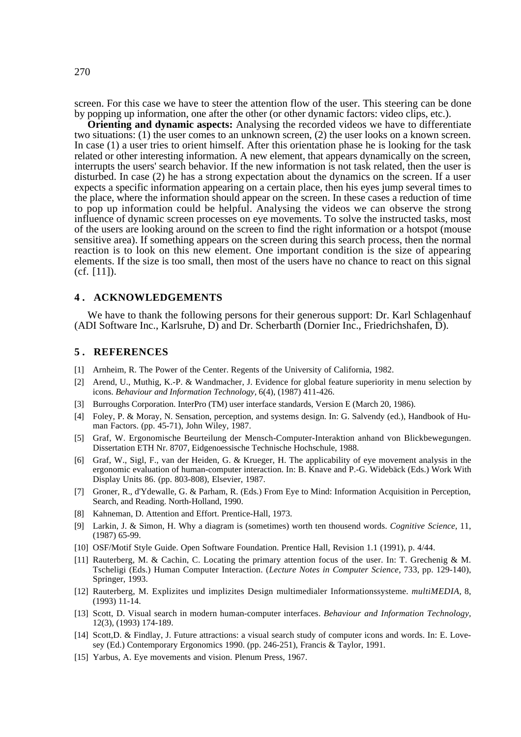screen. For this case we have to steer the attention flow of the user. This steering can be done by popping up information, one after the other (or other dynamic factors: video clips, etc.).

**Orienting and dynamic aspects:** Analysing the recorded videos we have to differentiate two situations: (1) the user comes to an unknown screen, (2) the user looks on a known screen. In case (1) a user tries to orient himself. After this orientation phase he is looking for the task related or other interesting information. A new element, that appears dynamically on the screen, interrupts the users' search behavior. If the new information is not task related, then the user is disturbed. In case (2) he has a strong expectation about the dynamics on the screen. If a user expects a specific information appearing on a certain place, then his eyes jump several times to the place, where the information should appear on the screen. In these cases a reduction of time to pop up information could be helpful. Analysing the videos we can observe the strong influence of dynamic screen processes on eye movements. To solve the instructed tasks, most of the users are looking around on the screen to find the right information or a hotspot (mouse sensitive area). If something appears on the screen during this search process, then the normal reaction is to look on this new element. One important condition is the size of appearing elements. If the size is too small, then most of the users have no chance to react on this signal (cf. [11]).

## 4. ACKNOWLEDGEMENTS

We have to thank the following persons for their generous support: Dr. Karl Schlagenhauf (ADI Software Inc., Karlsruhe, D) and Dr. Scherbarth (Dornier Inc., Friedrichshafen, D).

## 5. REFERENCES

[1] Arnheim, R. The Power of the Center. Regents of the University of California, 1982.

[2] Arend, U., Muthig, K.-P. & Wandmacher, J. Evidence for global feature superiority in menu selection by icons. *Behaviour and Information Technology,* 6(4), (1987) 411-426.

[3] Burroughs Corporation. InterPro (TM) user interface standards, Version E (March 20, 1986).

[4] Foley, P. & Moray, N. Sensation, perception, and systems design. In: G. Salvendy (ed.), Handbook of Human Factors. (pp. 45-71), John Wiley, 1987.

[5] Graf, W. Ergonomische Beurteilung der Mensch-Computer-Interaktion anhand von Blickbewegungen. Dissertation ETH Nr. 8707, Eidgenoessische Technische Hochschule, 1988.

[6] Graf, W., Sigl, F., van der Heiden, G. & Krueger, H. The applicability of eye movement analysis in the ergonomic evaluation of human-computer interaction. In: B. Knave and P.-G. Widebäck (Eds.) Work With Display Units 86. (pp. 803-808), Elsevier, 1987.

[7] Groner, R., d'Ydewalle, G. & Parham, R. (Eds.) From Eye to Mind: Information Acquisition in Perception, Search, and Reading. North-Holland, 1990.

[8] Kahneman, D. Attention and Effort. Prentice-Hall, 1973.

[9] Larkin, J. & Simon, H. Why a diagram is (sometimes) worth ten thousend words. *Cognitive Science,* 11, (1987) 65-99.

[10] OSF/Motif Style Guide. Open Software Foundation. Prentice Hall, Revision 1.1 (1991), p. 4/44.

[11] Rauterberg, M. & Cachin, C. Locating the primary attention focus of the user. In: T. Grechenig & M. Tscheligi (Eds.) Human Computer Interaction. (*Lecture Notes in Computer Science,* 733, pp. 129-140), Springer, 1993.

[12] Rauterberg, M. Explizites und implizites Design multimedialer Informationssysteme. *multiMEDIA,* 8, (1993) 11-14.

[13] Scott, D. Visual search in modern human-computer interfaces. *Behaviour and Information Technology,* 12(3), (1993) 174-189.

[14] Scott,D. & Findlay, J. Future attractions: a visual search study of computer icons and words. In: E. Lovesey (Ed.) Contemporary Ergonomics 1990. (pp. 246-251), Francis & Taylor, 1991.

[15] Yarbus, A. Eye movements and vision. Plenum Press, 1967.